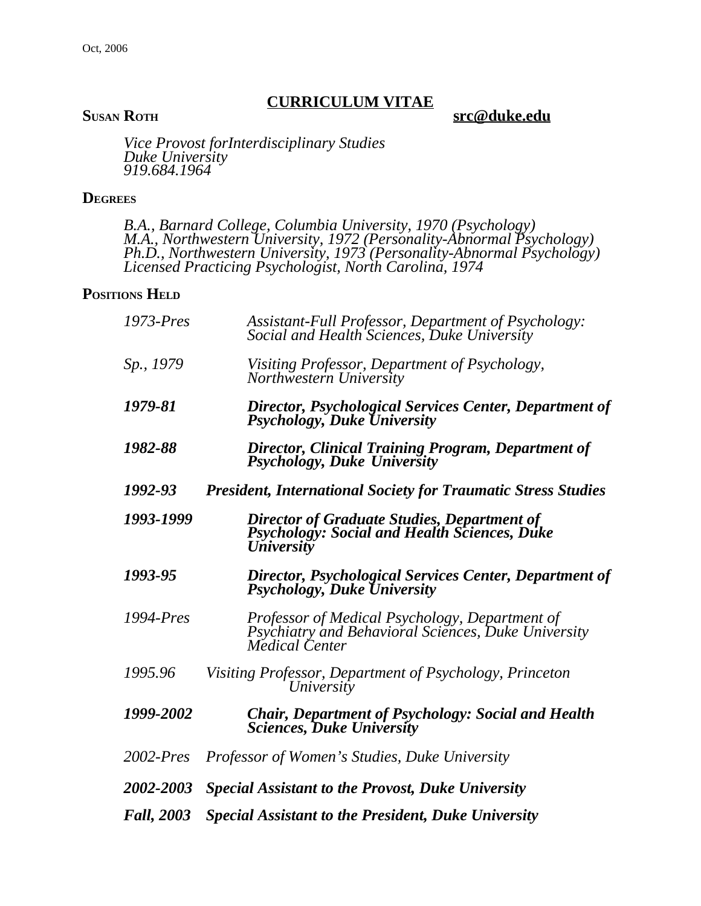Oct, 2006

# CURRICULUM VITAE

**Susan Roth** **src@duke.edu**

*Vice Provost forInterdisciplinary Studies*
*Duke University*
*919.684.1964*

## Degrees

*B.A., Barnard College, Columbia University, 1970 (Psychology)*
*M.A., Northwestern University, 1972 (Personality-Abnormal Psychology)*
*Ph.D., Northwestern University, 1973 (Personality-Abnormal Psychology)*
*Licensed Practicing Psychologist, North Carolina, 1974*

## Positions Held

*1973-Pres* *Assistant-Full Professor, Department of Psychology: Social and Health Sciences, Duke University*

*Sp., 1979* *Visiting Professor, Department of Psychology, Northwestern University*

***1979-81*** ***Director, Psychological Services Center, Department of Psychology, Duke University***

***1982-88*** ***Director, Clinical Training Program, Department of Psychology, Duke University***

***1992-93*** ***President, International Society for Traumatic Stress Studies***

***1993-1999*** ***Director of Graduate Studies, Department of Psychology: Social and Health Sciences, Duke University***

***1993-95*** ***Director, Psychological Services Center, Department of Psychology, Duke University***

*1994-Pres* *Professor of Medical Psychology, Department of Psychiatry and Behavioral Sciences, Duke University Medical Center*

*1995.96* *Visiting Professor, Department of Psychology, Princeton University*

***1999-2002*** ***Chair, Department of Psychology: Social and Health Sciences, Duke University***

*2002-Pres* *Professor of Women's Studies, Duke University*

***2002-2003*** ***Special Assistant to the Provost, Duke University***

***Fall, 2003*** ***Special Assistant to the President, Duke University***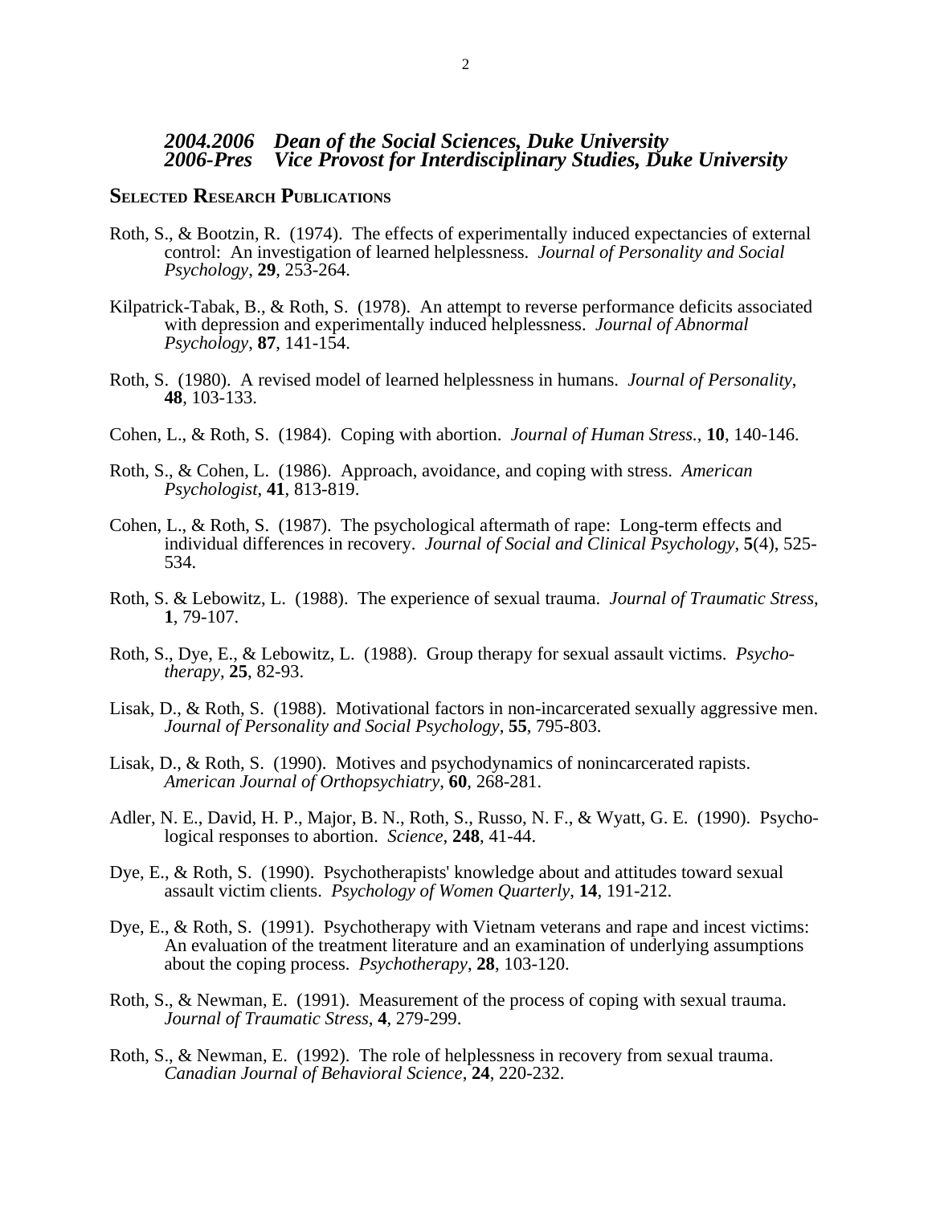***2004.2006 Dean of the Social Sciences, Duke University***
***2006-Pres Vice Provost for Interdisciplinary Studies, Duke University***

## Selected Research Publications

Roth, S., & Bootzin, R. (1974). The effects of experimentally induced expectancies of external control: An investigation of learned helplessness. *Journal of Personality and Social Psychology*, **29**, 253-264.

Kilpatrick-Tabak, B., & Roth, S. (1978). An attempt to reverse performance deficits associated with depression and experimentally induced helplessness. *Journal of Abnormal Psychology*, **87**, 141-154.

Roth, S. (1980). A revised model of learned helplessness in humans. *Journal of Personality*, **48**, 103-133.

Cohen, L., & Roth, S. (1984). Coping with abortion. *Journal of Human Stress.*, **10**, 140-146.

Roth, S., & Cohen, L. (1986). Approach, avoidance, and coping with stress. *American Psychologist*, **41**, 813-819.

Cohen, L., & Roth, S. (1987). The psychological aftermath of rape: Long-term effects and individual differences in recovery. *Journal of Social and Clinical Psychology*, **5**(4), 525-534.

Roth, S. & Lebowitz, L. (1988). The experience of sexual trauma. *Journal of Traumatic Stress*, **1**, 79-107.

Roth, S., Dye, E., & Lebowitz, L. (1988). Group therapy for sexual assault victims. *Psychotherapy*, **25**, 82-93.

Lisak, D., & Roth, S. (1988). Motivational factors in non-incarcerated sexually aggressive men. *Journal of Personality and Social Psychology*, **55**, 795-803.

Lisak, D., & Roth, S. (1990). Motives and psychodynamics of nonincarcerated rapists. *American Journal of Orthopsychiatry*, **60**, 268-281.

Adler, N. E., David, H. P., Major, B. N., Roth, S., Russo, N. F., & Wyatt, G. E. (1990). Psychological responses to abortion. *Science*, **248**, 41-44.

Dye, E., & Roth, S. (1990). Psychotherapists' knowledge about and attitudes toward sexual assault victim clients. *Psychology of Women Quarterly*, **14**, 191-212.

Dye, E., & Roth, S. (1991). Psychotherapy with Vietnam veterans and rape and incest victims: An evaluation of the treatment literature and an examination of underlying assumptions about the coping process. *Psychotherapy*, **28**, 103-120.

Roth, S., & Newman, E. (1991). Measurement of the process of coping with sexual trauma. *Journal of Traumatic Stress*, **4**, 279-299.

Roth, S., & Newman, E. (1992). The role of helplessness in recovery from sexual trauma. *Canadian Journal of Behavioral Science*, **24**, 220-232.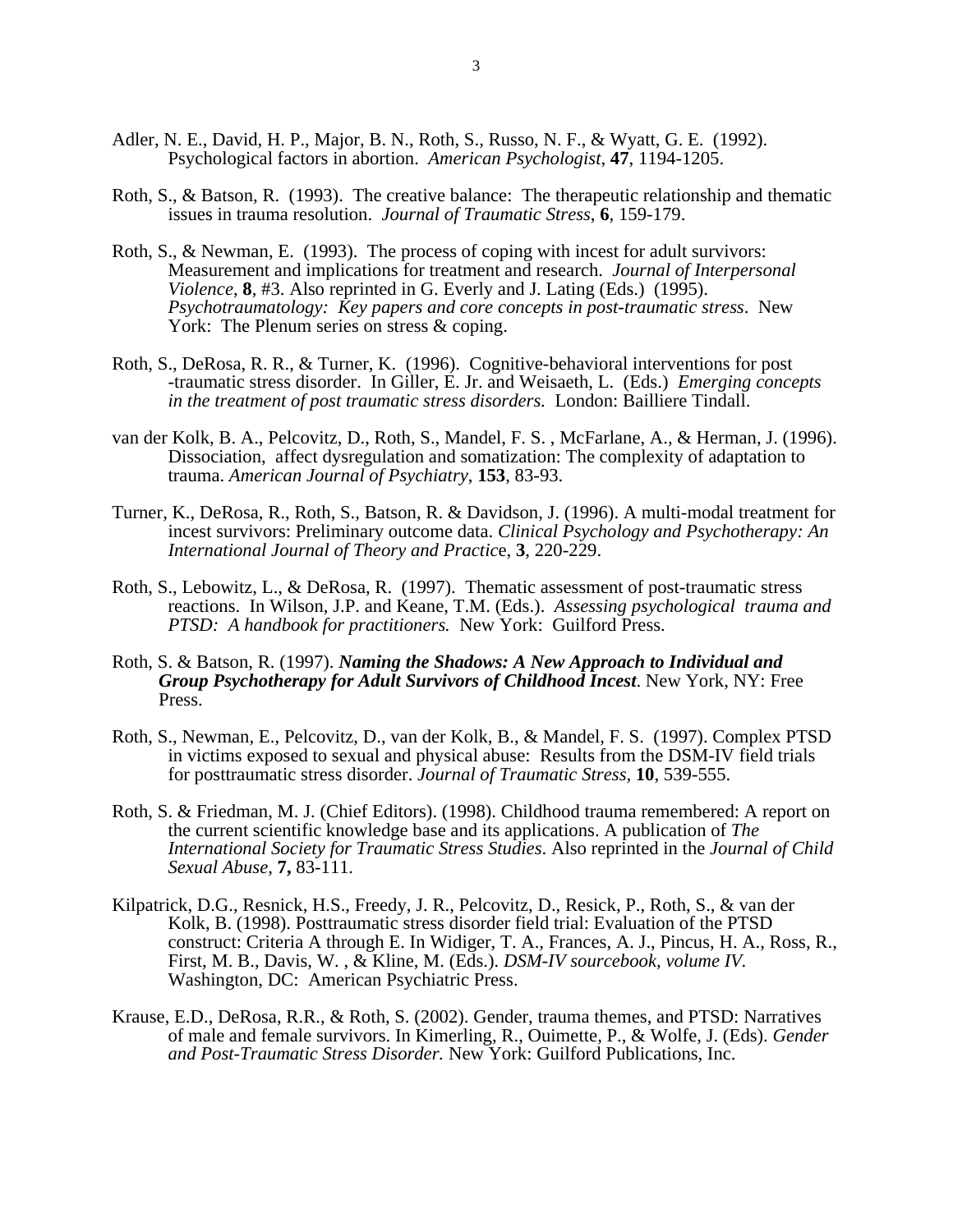Adler, N. E., David, H. P., Major, B. N., Roth, S., Russo, N. F., & Wyatt, G. E. (1992). Psychological factors in abortion. *American Psychologist*, **47**, 1194-1205.

Roth, S., & Batson, R. (1993). The creative balance: The therapeutic relationship and thematic issues in trauma resolution. *Journal of Traumatic Stress*, **6**, 159-179.

Roth, S., & Newman, E. (1993). The process of coping with incest for adult survivors: Measurement and implications for treatment and research. *Journal of Interpersonal Violence*, **8**, #3. Also reprinted in G. Everly and J. Lating (Eds.) (1995). *Psychotraumatology: Key papers and core concepts in post-traumatic stress*. New York: The Plenum series on stress & coping.

Roth, S., DeRosa, R. R., & Turner, K. (1996). Cognitive-behavioral interventions for post -traumatic stress disorder. In Giller, E. Jr. and Weisaeth, L. (Eds.) *Emerging concepts in the treatment of post traumatic stress disorders*. London: Bailliere Tindall.

van der Kolk, B. A., Pelcovitz, D., Roth, S., Mandel, F. S. , McFarlane, A., & Herman, J. (1996). Dissociation, affect dysregulation and somatization: The complexity of adaptation to trauma. *American Journal of Psychiatry*, **153**, 83-93.

Turner, K., DeRosa, R., Roth, S., Batson, R. & Davidson, J. (1996). A multi-modal treatment for incest survivors: Preliminary outcome data. *Clinical Psychology and Psychotherapy: An International Journal of Theory and Practic*e, **3**, 220-229.

Roth, S., Lebowitz, L., & DeRosa, R. (1997). Thematic assessment of post-traumatic stress reactions. In Wilson, J.P. and Keane, T.M. (Eds.). *Assessing psychological trauma and PTSD: A handbook for practitioners.* New York: Guilford Press.

Roth, S. & Batson, R. (1997). ***Naming the Shadows: A New Approach to Individual and Group Psychotherapy for Adult Survivors of Childhood Incest***. New York, NY: Free Press.

Roth, S., Newman, E., Pelcovitz, D., van der Kolk, B., & Mandel, F. S. (1997). Complex PTSD in victims exposed to sexual and physical abuse: Results from the DSM-IV field trials for posttraumatic stress disorder. *Journal of Traumatic Stress*, **10**, 539-555.

Roth, S. & Friedman, M. J. (Chief Editors). (1998). Childhood trauma remembered: A report on the current scientific knowledge base and its applications. A publication of *The International Society for Traumatic Stress Studies*. Also reprinted in the *Journal of Child Sexual Abuse,* **7,** 83-111.

Kilpatrick, D.G., Resnick, H.S., Freedy, J. R., Pelcovitz, D., Resick, P., Roth, S., & van der Kolk, B. (1998). Posttraumatic stress disorder field trial: Evaluation of the PTSD construct: Criteria A through E. In Widiger, T. A., Frances, A. J., Pincus, H. A., Ross, R., First, M. B., Davis, W. , & Kline, M. (Eds.). *DSM-IV sourcebook, volume IV.* Washington, DC: American Psychiatric Press.

Krause, E.D., DeRosa, R.R., & Roth, S. (2002). Gender, trauma themes, and PTSD: Narratives of male and female survivors. In Kimerling, R., Ouimette, P., & Wolfe, J. (Eds). *Gender and Post-Traumatic Stress Disorder.* New York: Guilford Publications, Inc.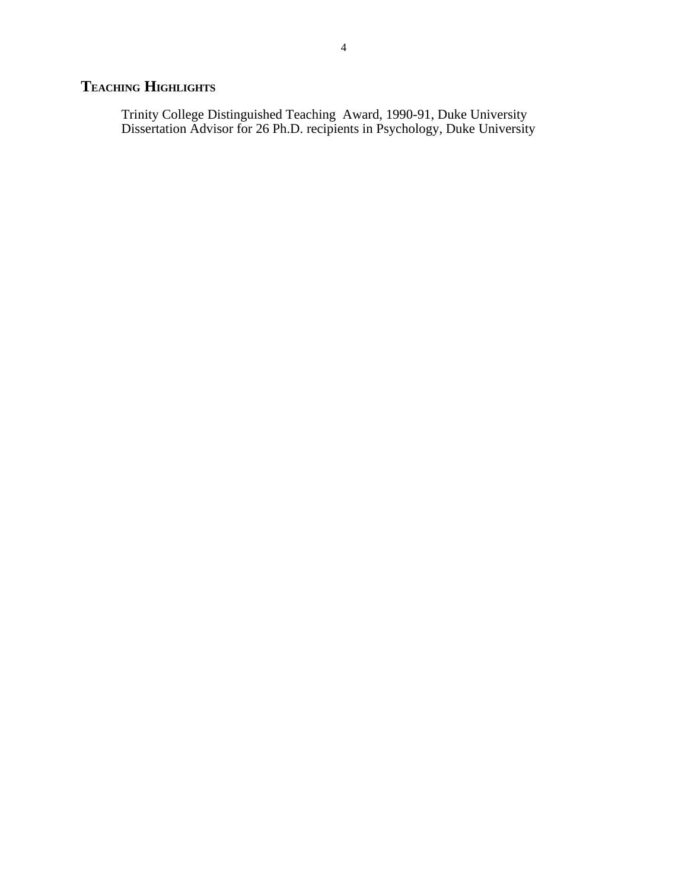## Teaching Highlights

Trinity College Distinguished Teaching Award, 1990-91, Duke University
Dissertation Advisor for 26 Ph.D. recipients in Psychology, Duke University